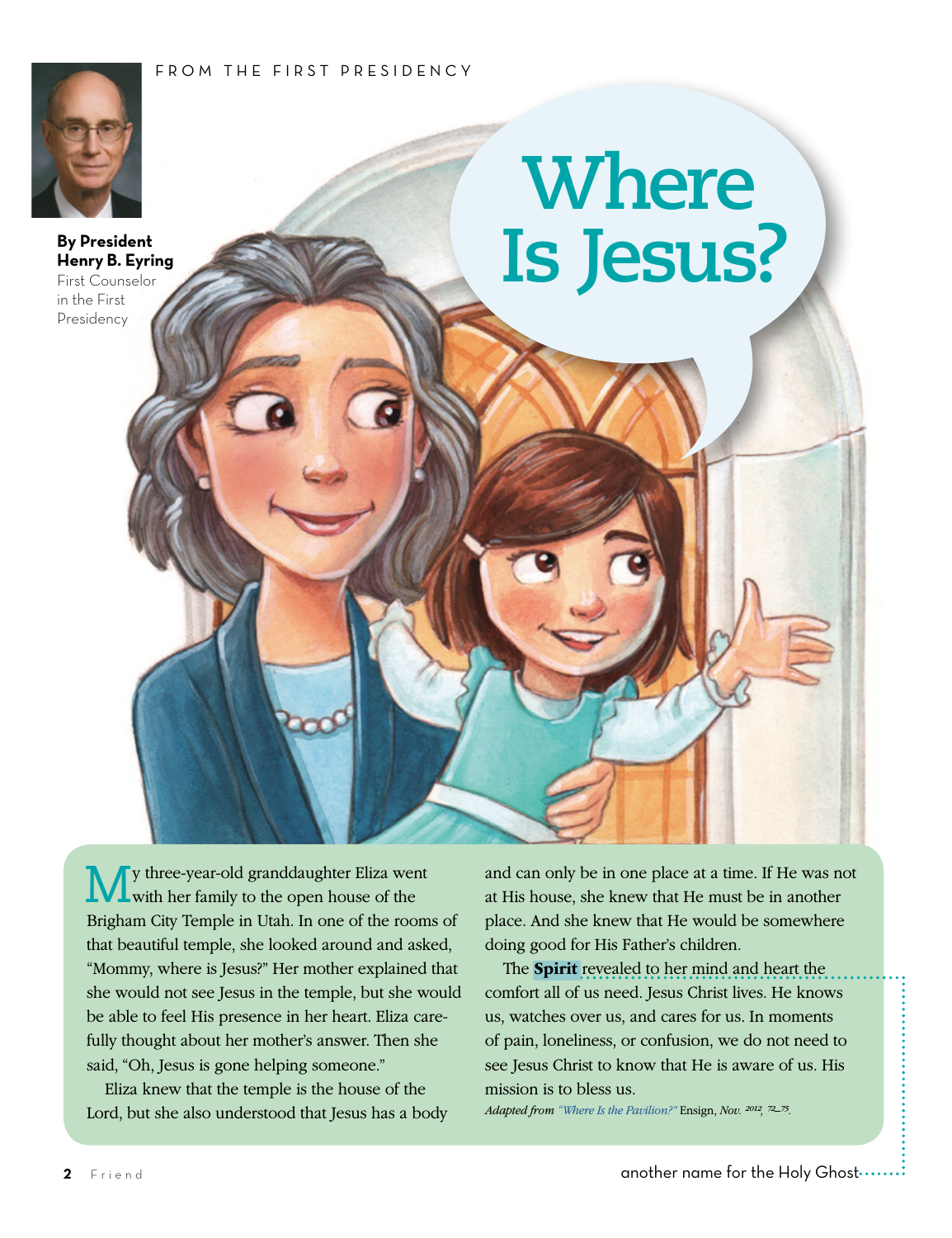FROM THE FIRST PRESIDENCY

# Where Is Jesus?

**By President Henry B. Eyring**
First Counselor in the First Presidency

My three-year-old granddaughter Eliza went with her family to the open house of the Brigham City Temple in Utah. In one of the rooms of that beautiful temple, she looked around and asked, "Mommy, where is Jesus?" Her mother explained that she would not see Jesus in the temple, but she would be able to feel His presence in her heart. Eliza carefully thought about her mother's answer. Then she said, "Oh, Jesus is gone helping someone."

Eliza knew that the temple is the house of the Lord, but she also understood that Jesus has a body and can only be in one place at a time. If He was not at His house, she knew that He must be in another place. And she knew that He would be somewhere doing good for His Father's children.

The **Spirit** revealed to her mind and heart the comfort all of us need. Jesus Christ lives. He knows us, watches over us, and cares for us. In moments of pain, loneliness, or confusion, we do not need to see Jesus Christ to know that He is aware of us. His mission is to bless us.

*Adapted from "Where Is the Pavilion?"* Ensign, *Nov. 2012, 72–75.*

Spirit: another name for the Holy Ghost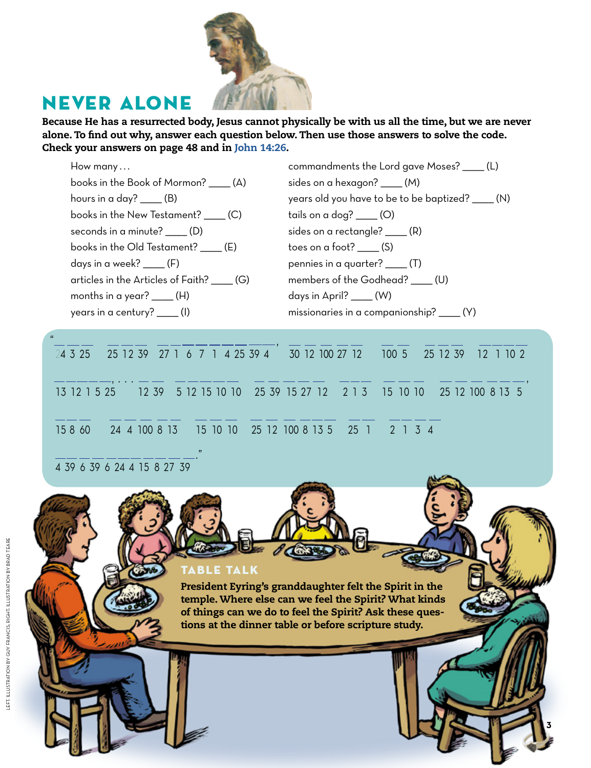# NEVER ALONE

**Because He has a resurrected body, Jesus cannot physically be with us all the time, but we are never alone. To find out why, answer each question below. Then use those answers to solve the code. Check your answers on page 48 and in John 14:26.**

How many . . .

books in the Book of Mormon? ____ (A)

hours in a day? ____ (B)

books in the New Testament? ____ (C)

seconds in a minute? ____ (D)

books in the Old Testament? ____ (E)

days in a week? ____ (F)

articles in the Articles of Faith? ____ (G)

months in a year? ____ (H)

years in a century? ____ (I)

commandments the Lord gave Moses? ____ (L)

sides on a hexagon? ____ (M)

years old you have to be to be baptized? ____ (N)

tails on a dog? ____ (O)

sides on a rectangle? ____ (R)

toes on a foot? ____ (S)

pennies in a quarter? ____ (T)

members of the Godhead? ____ (U)

days in April? ____ (W)

missionaries in a companionship? ____ (Y)

"24 3 25 25 12 39 27 1 6 7 1 4 25 39 4, 30 12 100 27 12 100 5 25 12 39 12 1 10 2

13 12 1 5 25, . . . 12 39 5 12 15 10 10 25 39 15 27 12 2 1 3 15 10 10 25 12 100 8 13 5,

15 8 60 24 4 100 8 13 15 10 10 25 12 100 8 13 5 25 1 2 1 3 4

4 39 6 39 6 24 4 15 8 27 39."

**TABLE TALK**

**President Eyring's granddaughter felt the Spirit in the temple. Where else can we feel the Spirit? What kinds of things can we do to feel the Spirit? Ask these questions at the dinner table or before scripture study.**

LEFT: ILLUSTRATION BY GUY FRANCIS; RIGHT: ILLUSTRATION BY BRAD TEARE